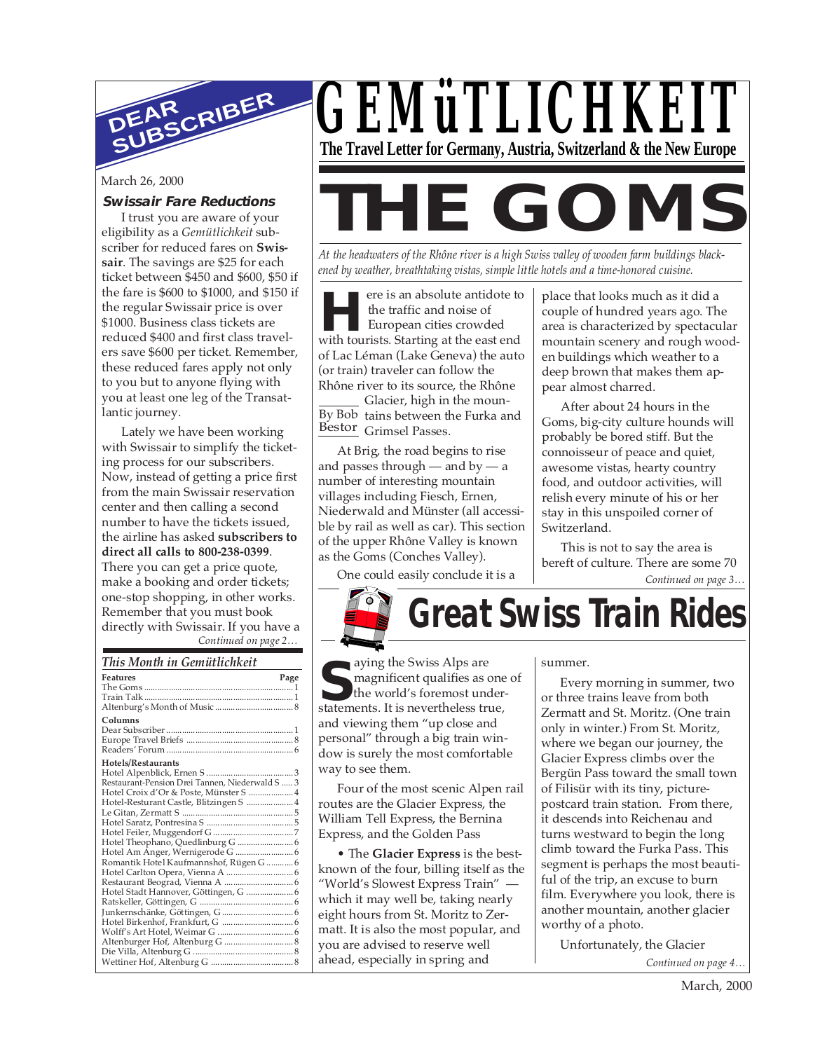# GEMüTLICHKEIT

**The Travel Letter for Germany, Austria, Switzerland & the New Europe**

## DEAR SUBSCRIBER

March 26, 2000

### Swissair Fare Reductions

I trust you are aware of your eligibility as a *Gemütlichkeit* subscriber for reduced fares on **Swissair**. The savings are $25 for each ticket between $450 and $600, $50 if the fare is $600 to $1000, and $150 if the regular Swissair price is over $1000. Business class tickets are reduced $400 and first class travelers save $600 per ticket. Remember, these reduced fares apply not only to you but to anyone flying with you at least one leg of the Transatlantic journey.

Lately we have been working with Swissair to simplify the ticketing process for our subscribers. Now, instead of getting a price first from the main Swissair reservation center and then calling a second number to have the tickets issued, the airline has asked **subscribers to direct all calls to 800-238-0399**. There you can get a price quote, make a booking and order tickets; one-stop shopping, in other works. Remember that you must book directly with Swissair. If you have a

*Continued on page 2…*

### This Month in Gemütlichkeit

| Features | Page |
|---|---|
| The Goms | 1 |
| Train Talk | 1 |
| Altenburg's Month of Music | 8 |
| **Columns** | |
| Dear Subscriber | 1 |
| Europe Travel Briefs | 8 |
| Readers' Forum | 6 |
| **Hotels/Restaurants** | |
| Hotel Alpenblick, Ernen S | 3 |
| Restaurant-Pension Drei Tannen, Niederwald S | 3 |
| Hotel Croix d'Or & Poste, Münster S | 4 |
| Hotel-Resturant Castle, Blitzingen S | 4 |
| Le Gitan, Zermatt S | 5 |
| Hotel Saratz, Pontresina S | 5 |
| Hotel Feiler, Muggendorf G | 7 |
| Hotel Theophano, Quedlinburg G | 6 |
| Hotel Am Anger, Wernigerode G | 6 |
| Romantik Hotel Kaufmannshof, Rügen G | 6 |
| Hotel Carlton Opera, Vienna A | 6 |
| Restaurant Beograd, Vienna A | 6 |
| Hotel Stadt Hannover, Göttingen, G | 6 |
| Ratskeller, Göttingen, G | 6 |
| Junkernschänke, Göttingen, G | 6 |
| Hotel Birkenhof, Frankfurt, G | 6 |
| Wolff's Art Hotel, Weimar G | 6 |
| Altenburger Hof, Altenburg G | 8 |
| Die Villa, Altenburg G | 8 |
| Wettiner Hof, Altenburg G | 8 |

# THE GOMS

*At the headwaters of the Rhône river is a high Swiss valley of wooden farm buildings blackened by weather, breathtaking vistas, simple little hotels and a time-honored cuisine.*

By Bob Bestor

Here is an absolute antidote to the traffic and noise of European cities crowded with tourists. Starting at the east end of Lac Léman (Lake Geneva) the auto (or train) traveler can follow the Rhône river to its source, the Rhône Glacier, high in the mountains between the Furka and Grimsel Passes.

At Brig, the road begins to rise and passes through — and by — a number of interesting mountain villages including Fiesch, Ernen, Niederwald and Münster (all accessible by rail as well as car). This section of the upper Rhône Valley is known as the Goms (Conches Valley).

One could easily conclude it is a place that looks much as it did a couple of hundred years ago. The area is characterized by spectacular mountain scenery and rough wooden buildings which weather to a deep brown that makes them appear almost charred.

After about 24 hours in the Goms, big-city culture hounds will probably be bored stiff. But the connoisseur of peace and quiet, awesome vistas, hearty country food, and outdoor activities, will relish every minute of his or her stay in this unspoiled corner of Switzerland.

This is not to say the area is bereft of culture. There are some 70

*Continued on page 3…*

# Great Swiss Train Rides

Saying the Swiss Alps are magnificent qualifies as one of the world's foremost understatements. It is nevertheless true, and viewing them "up close and personal" through a big train window is surely the most comfortable way to see them.

Four of the most scenic Alpen rail routes are the Glacier Express, the William Tell Express, the Bernina Express, and the Golden Pass

• The **Glacier Express** is the best-known of the four, billing itself as the "World's Slowest Express Train" — which it may well be, taking nearly eight hours from St. Moritz to Zermatt. It is also the most popular, and you are advised to reserve well ahead, especially in spring and summer.

Every morning in summer, two or three trains leave from both Zermatt and St. Moritz. (One train only in winter.) From St. Moritz, where we began our journey, the Glacier Express climbs over the Bergün Pass toward the small town of Filisür with its tiny, picture-postcard train station. From there, it descends into Reichenau and turns westward to begin the long climb toward the Furka Pass. This segment is perhaps the most beautiful of the trip, an excuse to burn film. Everywhere you look, there is another mountain, another glacier worthy of a photo.

Unfortunately, the Glacier

*Continued on page 4…*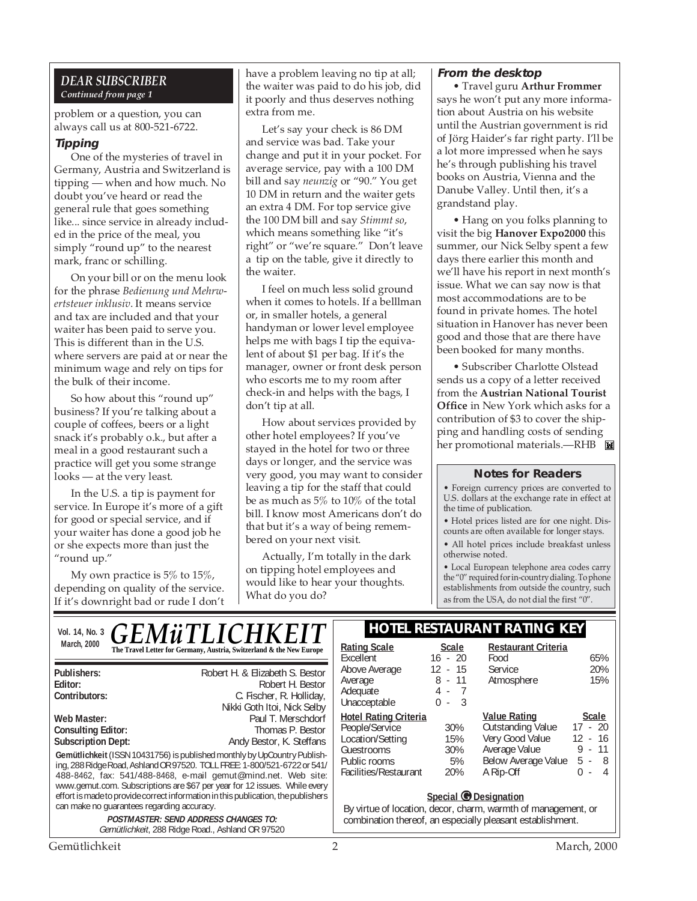## DEAR SUBSCRIBER

*Continued from page 1*

problem or a question, you can always call us at 800-521-6722.

### Tipping

One of the mysteries of travel in Germany, Austria and Switzerland is tipping — when and how much. No doubt you've heard or read the general rule that goes something like... since service in already included in the price of the meal, you simply "round up" to the nearest mark, franc or schilling.

On your bill or on the menu look for the phrase *Bedienung und Mehrwertsteuer inklusiv*. It means service and tax are included and that your waiter has been paid to serve you. This is different than in the U.S. where servers are paid at or near the minimum wage and rely on tips for the bulk of their income.

So how about this "round up" business? If you're talking about a couple of coffees, beers or a light snack it's probably o.k., but after a meal in a good restaurant such a practice will get you some strange looks — at the very least.

In the U.S. a tip is payment for service. In Europe it's more of a gift for good or special service, and if your waiter has done a good job he or she expects more than just the "round up."

My own practice is 5% to 15%, depending on quality of the service. If it's downright bad or rude I don't have a problem leaving no tip at all; the waiter was paid to do his job, did it poorly and thus deserves nothing extra from me.

Let's say your check is 86 DM and service was bad. Take your change and put it in your pocket. For average service, pay with a 100 DM bill and say *neunzig* or "90." You get 10 DM in return and the waiter gets an extra 4 DM. For top service give the 100 DM bill and say *Stimmt so*, which means something like "it's right" or "we're square." Don't leave a tip on the table, give it directly to the waiter.

I feel on much less solid ground when it comes to hotels. If a belllman or, in smaller hotels, a general handyman or lower level employee helps me with bags I tip the equivalent of about $1 per bag. If it's the manager, owner or front desk person who escorts me to my room after check-in and helps with the bags, I don't tip at all.

How about services provided by other hotel employees? If you've stayed in the hotel for two or three days or longer, and the service was very good, you may want to consider leaving a tip for the staff that could be as much as 5% to 10% of the total bill. I know most Americans don't do that but it's a way of being remembered on your next visit.

Actually, I'm totally in the dark on tipping hotel employees and would like to hear your thoughts. What do you do?

### From the desktop

• Travel guru **Arthur Frommer** says he won't put any more information about Austria on his website until the Austrian government is rid of Jörg Haider's far right party. I'll be a lot more impressed when he says he's through publishing his travel books on Austria, Vienna and the Danube Valley. Until then, it's a grandstand play.

• Hang on you folks planning to visit the big **Hanover Expo2000** this summer, our Nick Selby spent a few days there earlier this month and we'll have his report in next month's issue. What we can say now is that most accommodations are to be found in private homes. The hotel situation in Hanover has never been good and those that are there have been booked for many months.

• Subscriber Charlotte Olstead sends us a copy of a letter received from the **Austrian National Tourist Office** in New York which asks for a contribution of $3 to cover the shipping and handling costs of sending her promotional materials.—RHB

### Notes for Readers

• Foreign currency prices are converted to U.S. dollars at the exchange rate in effect at the time of publication.

• Hotel prices listed are for one night. Discounts are often available for longer stays.

• All hotel prices include breakfast unless otherwise noted.

• Local European telephone area codes carry the "0" required for in-country dialing. To phone establishments from outside the country, such as from the USA, do not dial the first "0".

---

Vol. 14, No. 3
March, 2000

# GEMüTLICHKEIT

**The Travel Letter for Germany, Austria, Switzerland & the New Europe**

| | |
|---|---|
| **Publishers:** | Robert H. & Elizabeth S. Bestor |
| **Editor:** | Robert H. Bestor |
| **Contributors:** | C. Fischer, R. Holliday, Nikki Goth Itoi, Nick Selby |
| **Web Master:** | Paul T. Merschdorf |
| **Consulting Editor:** | Thomas P. Bestor |
| **Subscription Dept:** | Andy Bestor, K. Steffans |

**Gemütlichkeit** (ISSN 10431756) is published monthly by UpCountry Publishing, 288 Ridge Road, Ashland OR 97520. TOLL FREE: 1-800/521-6722 or 541/488-8462, fax: 541/488-8468, e-mail gemut@mind.net. Web site: www.gemut.com. Subscriptions are $67 per year for 12 issues. While every effort is made to provide correct information in this publication, the publishers can make no guarantees regarding accuracy.

***POSTMASTER: SEND ADDRESS CHANGES TO:***
*Gemütlichkeit*, 288 Ridge Road., Ashland OR 97520

## HOTEL RESTAURANT RATING KEY

| Rating Scale | Scale |
|---|---|
| Excellent | 16 - 20 |
| Above Average | 12 - 15 |
| Average | 8 - 11 |
| Adequate | 4 - 7 |
| Unacceptable | 0 - 3 |

| Restaurant Criteria | |
|---|---|
| Food | 65% |
| Service | 20% |
| Atmosphere | 15% |

| Hotel Rating Criteria | |
|---|---|
| People/Service | 30% |
| Location/Setting | 15% |
| Guestrooms | 30% |
| Public rooms | 5% |
| Facilities/Restaurant | 20% |

| Value Rating | Scale |
|---|---|
| Outstanding Value | 17 - 20 |
| Very Good Value | 12 - 16 |
| Average Value | 9 - 11 |
| Below Average Value | 5 - 8 |
| A Rip-Off | 0 - 4 |

**Special G Designation**

By virtue of location, decor, charm, warmth of management, or combination thereof, an especially pleasant establishment.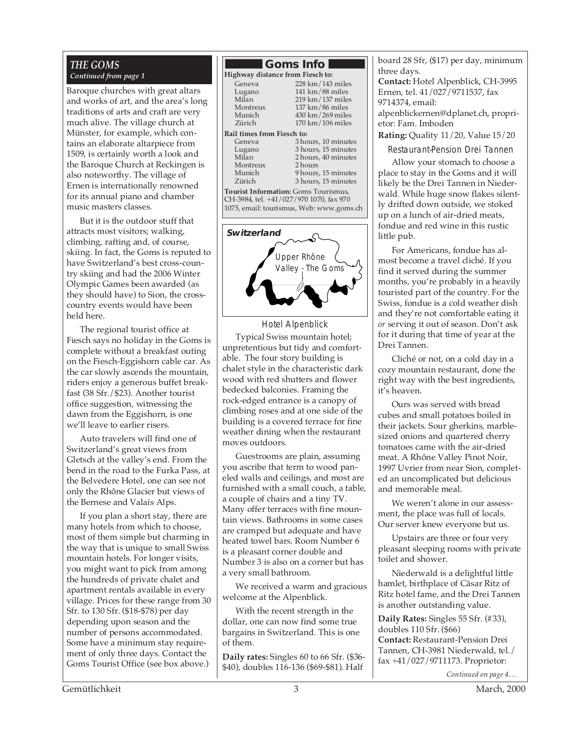## THE GOMS

*Continued from page 1*

Baroque churches with great altars and works of art, and the area's long traditions of arts and craft are very much alive. The village church at Münster, for example, which contains an elaborate altarpiece from 1509, is certainly worth a look and the Baroque Church at Reckingen is also noteworthy. The village of Ernen is internationally renowned for its annual piano and chamber music masters classes.

But it is the outdoor stuff that attracts most visitors; walking, climbing, rafting and, of course, skiing. In fact, the Goms is reputed to have Switzerland's best cross-country skiing and had the 2006 Winter Olympic Games been awarded (as they should have) to Sion, the cross-country events would have been held here.

The regional tourist office at Fiesch says no holiday in the Goms is complete without a breakfast outing on the Fiesch-Eggishorn cable car. As the car slowly ascends the mountain, riders enjoy a generous buffet breakfast (38 Sfr./$23). Another tourist office suggestion, witnessing the dawn from the Eggishorn, is one we'll leave to earlier risers.

Auto travelers will find one of Switzerland's great views from Gletsch at the valley's end. From the bend in the road to the Furka Pass, at the Belvedere Hotel, one can see not only the Rhône Glacier but views of the Bernese and Valais Alps.

If you plan a short stay, there are many hotels from which to choose, most of them simple but charming in the way that is unique to small Swiss mountain hotels. For longer visits, you might want to pick from among the hundreds of private chalet and apartment rentals available in every village. Prices for these range from 30 Sfr. to 130 Sfr. ($18-$78) per day depending upon season and the number of persons accommodated. Some have a minimum stay requirement of only three days. Contact the Goms Tourist Office (see box above.)

### Goms Info

**Highway distance from Fiesch to:**

| | |
|---|---|
| Geneva | 228 km/143 miles |
| Lugano | 141 km/88 miles |
| Milan | 219 km/137 miles |
| Montreux | 137 km/86 miles |
| Munich | 430 km/269 miles |
| Zürich | 170 km/106 miles |

**Rail times from Fiesch to:**

| | |
|---|---|
| Geneva | 3 hours, 10 minutes |
| Lugano | 3 hours, 15 minutes |
| Milan | 2 hours, 40 minutes |
| Montreux | 2 hours |
| Munich | 9 hours, 15 minutes |
| Zürich | 3 hours, 15 minutes |

**Tourist Information:** Goms Tourismus, CH-3984, tel. +41/027/970 1070, fax 970 1075, email: tourismus, Web: www.goms.ch

**Switzerland** — Upper Rhône Valley - The Goms

### Hotel Alpenblick

Typical Swiss mountain hotel; unpretentious but tidy and comfortable. The four story building is chalet style in the characteristic dark wood with red shutters and flower bedecked balconies. Framing the rock-edged entrance is a canopy of climbing roses and at one side of the building is a covered terrace for fine weather dining when the restaurant moves outdoors.

Guestrooms are plain, assuming you ascribe that term to wood paneled walls and ceilings, and most are furnished with a small couch, a table, a couple of chairs and a tiny TV. Many offer terraces with fine mountain views. Bathrooms in some cases are cramped but adequate and have heated towel bars. Room Number 6 is a pleasant corner double and Number 3 is also on a corner but has a very small bathroom.

We received a warm and gracious welcome at the Alpenblick.

With the recent strength in the dollar, one can now find some true bargains in Switzerland. This is one of them.

**Daily rates:** Singles 60 to 66 Sfr. ($36-$40), doubles 116-136 ($69-$81). Half board 28 Sfr, ($17) per day, minimum three days.

**Contact:** Hotel Alpenblick, CH-3995 Ernen, tel. 41/027/9711537, fax 9714374, email: alpenblickernen@dplanet.ch, proprietor: Fam. Imboden

**Rating:** Quality 11/20, Value 15/20

### Restaurant-Pension Drei Tannen

Allow your stomach to choose a place to stay in the Goms and it will likely be the Drei Tannen in Niederwald. While huge snow flakes silently drifted down outside, we stoked up on a lunch of air-dried meats, fondue and red wine in this rustic little pub.

For Americans, fondue has almost become a travel cliché. If you find it served during the summer months, you're probably in a heavily touristed part of the country. For the Swiss, fondue is a cold weather dish and they're not comfortable eating it *or* serving it out of season. Don't ask for it during that time of year at the Drei Tannen.

Cliché or not, on a cold day in a cozy mountain restaurant, done the right way with the best ingredients, it's heaven.

Ours was served with bread cubes and small potatoes boiled in their jackets. Sour gherkins, marble-sized onions and quartered cherry tomatoes came with the air-dried meat. A Rhône Valley Pinot Noir, 1997 Uvrier from near Sion, completed an uncomplicated but delicious and memorable meal.

We weren't alone in our assessment, the place was full of locals. Our server knew everyone but us.

Upstairs are three or four very pleasant sleeping rooms with private toilet and shower.

Niederwald is a delightful little hamlet, birthplace of Cäsar Ritz of Ritz hotel fame, and the Drei Tannen is another outstanding value.

**Daily Rates:** Singles 55 Sfr. (#33), doubles 110 Sfr. ($66)

**Contact:** Restaurant-Pension Drei Tannen, CH-3981 Niederwald, tel./fax +41/027/9711173. Proprietor:

*Continued on page 4…*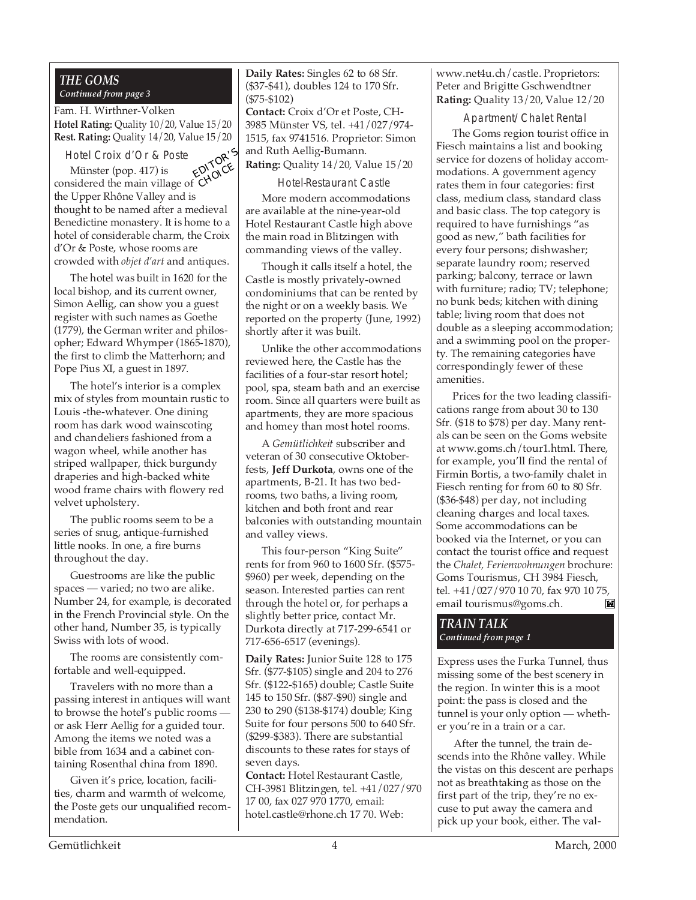## THE GOMS
*Continued from page 3*

Fam. H. Wirthner-Volken
**Hotel Rating:** Quality 10/20, Value 15/20
**Rest. Rating:** Quality 14/20, Value 15/20

### Hotel Croix d'Or & Poste

EDITOR'S CHOICE

Münster (pop. 417) is considered the main village of the Upper Rhône Valley and is thought to be named after a medieval Benedictine monastery. It is home to a hotel of considerable charm, the Croix d'Or & Poste, whose rooms are crowded with *objet d'art* and antiques.

The hotel was built in 1620 for the local bishop, and its current owner, Simon Aellig, can show you a guest register with such names as Goethe (1779), the German writer and philosopher; Edward Whymper (1865-1870), the first to climb the Matterhorn; and Pope Pius XI, a guest in 1897.

The hotel's interior is a complex mix of styles from mountain rustic to Louis -the-whatever. One dining room has dark wood wainscoting and chandeliers fashioned from a wagon wheel, while another has striped wallpaper, thick burgundy draperies and high-backed white wood frame chairs with flowery red velvet upholstery.

The public rooms seem to be a series of snug, antique-furnished little nooks. In one, a fire burns throughout the day.

Guestrooms are like the public spaces — varied; no two are alike. Number 24, for example, is decorated in the French Provincial style. On the other hand, Number 35, is typically Swiss with lots of wood.

The rooms are consistently comfortable and well-equipped.

Travelers with no more than a passing interest in antiques will want to browse the hotel's public rooms — or ask Herr Aellig for a guided tour. Among the items we noted was a bible from 1634 and a cabinet containing Rosenthal china from 1890.

Given it's price, location, facilities, charm and warmth of welcome, the Poste gets our unqualified recommendation.

**Daily Rates:** Singles 62 to 68 Sfr. ($37-$41), doubles 124 to 170 Sfr. ($75-$102)
**Contact:** Croix d'Or et Poste, CH-3985 Münster VS, tel. +41/027/974-1515, fax 9741516. Proprietor: Simon and Ruth Aellig-Bumann.
**Rating:** Quality 14/20, Value 15/20

### Hotel-Restaurant Castle

More modern accommodations are available at the nine-year-old Hotel Restaurant Castle high above the main road in Blitzingen with commanding views of the valley.

Though it calls itself a hotel, the Castle is mostly privately-owned condominiums that can be rented by the night or on a weekly basis. We reported on the property (June, 1992) shortly after it was built.

Unlike the other accommodations reviewed here, the Castle has the facilities of a four-star resort hotel; pool, spa, steam bath and an exercise room. Since all quarters were built as apartments, they are more spacious and homey than most hotel rooms.

A *Gemütlichkeit* subscriber and veteran of 30 consecutive Oktoberfests, **Jeff Durkota**, owns one of the apartments, B-21. It has two bedrooms, two baths, a living room, kitchen and both front and rear balconies with outstanding mountain and valley views.

This four-person "King Suite" rents for from 960 to 1600 Sfr. ($575-$960) per week, depending on the season. Interested parties can rent through the hotel or, for perhaps a slightly better price, contact Mr. Durkota directly at 717-299-6541 or 717-656-6517 (evenings).

**Daily Rates:** Junior Suite 128 to 175 Sfr. ($77-$105) single and 204 to 276 Sfr. ($122-$165) double; Castle Suite 145 to 150 Sfr. ($87-$90) single and 230 to 290 ($138-$174) double; King Suite for four persons 500 to 640 Sfr. ($299-$383). There are substantial discounts to these rates for stays of seven days.
**Contact:** Hotel Restaurant Castle, CH-3981 Blitzingen, tel. +41/027/970 17 00, fax 027 970 1770, email: hotel.castle@rhone.ch 17 70. Web: www.net4u.ch/castle. Proprietors: Peter and Brigitte Gschwendtner
**Rating:** Quality 13/20, Value 12/20

### Apartment/Chalet Rental

The Goms region tourist office in Fiesch maintains a list and booking service for dozens of holiday accommodations. A government agency rates them in four categories: first class, medium class, standard class and basic class. The top category is required to have furnishings "as good as new," bath facilities for every four persons; dishwasher; separate laundry room; reserved parking; balcony, terrace or lawn with furniture; radio; TV; telephone; no bunk beds; kitchen with dining table; living room that does not double as a sleeping accommodation; and a swimming pool on the property. The remaining categories have correspondingly fewer of these amenities.

Prices for the two leading classifications range from about 30 to 130 Sfr. ($18 to $78) per day. Many rentals can be seen on the Goms website at www.goms.ch/tour1.html. There, for example, you'll find the rental of Firmin Bortis, a two-family chalet in Fiesch renting for from 60 to 80 Sfr. ($36-$48) per day, not including cleaning charges and local taxes. Some accommodations can be booked via the Internet, or you can contact the tourist office and request the *Chalet, Ferienwohnungen* brochure: Goms Tourismus, CH 3984 Fiesch, tel. +41/027/970 10 70, fax 970 10 75, email tourismus@goms.ch.

## TRAIN TALK
*Continued from page 1*

Express uses the Furka Tunnel, thus missing some of the best scenery in the region. In winter this is a moot point: the pass is closed and the tunnel is your only option — whether you're in a train or a car.

After the tunnel, the train descends into the Rhône valley. While the vistas on this descent are perhaps not as breathtaking as those on the first part of the trip, they're no excuse to put away the camera and pick up your book, either. The val-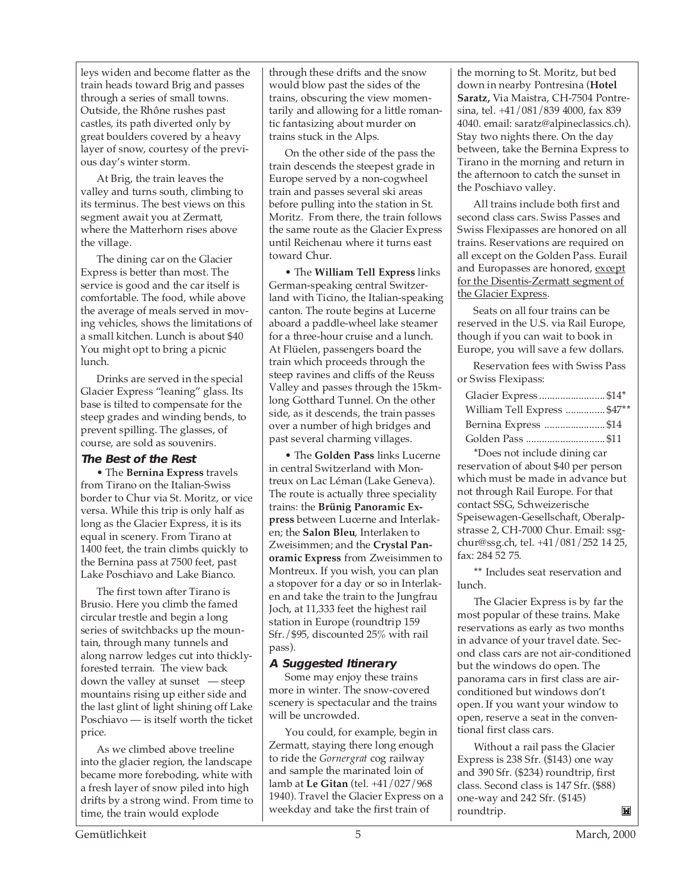leys widen and become flatter as the train heads toward Brig and passes through a series of small towns. Outside, the Rhône rushes past castles, its path diverted only by great boulders covered by a heavy layer of snow, courtesy of the previous day's winter storm.

At Brig, the train leaves the valley and turns south, climbing to its terminus. The best views on this segment await you at Zermatt, where the Matterhorn rises above the village.

The dining car on the Glacier Express is better than most. The service is good and the car itself is comfortable. The food, while above the average of meals served in moving vehicles, shows the limitations of a small kitchen. Lunch is about $40 You might opt to bring a picnic lunch.

Drinks are served in the special Glacier Express "leaning" glass. Its base is tilted to compensate for the steep grades and winding bends, to prevent spilling. The glasses, of course, are sold as souvenirs.

### The Best of the Rest

• The **Bernina Express** travels from Tirano on the Italian-Swiss border to Chur via St. Moritz, or vice versa. While this trip is only half as long as the Glacier Express, it is its equal in scenery. From Tirano at 1400 feet, the train climbs quickly to the Bernina pass at 7500 feet, past Lake Poschiavo and Lake Bianco.

The first town after Tirano is Brusio. Here you climb the famed circular trestle and begin a long series of switchbacks up the mountain, through many tunnels and along narrow ledges cut into thickly-forested terrain. The view back down the valley at sunset — steep mountains rising up either side and the last glint of light shining off Lake Poschiavo — is itself worth the ticket price.

As we climbed above treeline into the glacier region, the landscape became more foreboding, white with a fresh layer of snow piled into high drifts by a strong wind. From time to time, the train would explode through these drifts and the snow would blow past the sides of the trains, obscuring the view momentarily and allowing for a little romantic fantasizing about murder on trains stuck in the Alps.

On the other side of the pass the train descends the steepest grade in Europe served by a non-cogwheel train and passes several ski areas before pulling into the station in St. Moritz. From there, the train follows the same route as the Glacier Express until Reichenau where it turns east toward Chur.

• The **William Tell Express** links German-speaking central Switzerland with Ticino, the Italian-speaking canton. The route begins at Lucerne aboard a paddle-wheel lake steamer for a three-hour cruise and a lunch. At Flüelen, passengers board the train which proceeds through the steep ravines and cliffs of the Reuss Valley and passes through the 15km-long Gotthard Tunnel. On the other side, as it descends, the train passes over a number of high bridges and past several charming villages.

• The **Golden Pass** links Lucerne in central Switzerland with Montreux on Lac Léman (Lake Geneva). The route is actually three speciality trains: the **Brünig Panoramic Express** between Lucerne and Interlaken; the **Salon Bleu**, Interlaken to Zweisimmen; and the **Crystal Panoramic Express** from Zweisimmen to Montreux. If you wish, you can plan a stopover for a day or so in Interlaken and take the train to the Jungfrau Joch, at 11,333 feet the highest rail station in Europe (roundtrip 159 Sfr./$95, discounted 25% with rail pass).

### A Suggested Itinerary

Some may enjoy these trains more in winter. The snow-covered scenery is spectacular and the trains will be uncrowded.

You could, for example, begin in Zermatt, staying there long enough to ride the *Gornergrat* cog railway and sample the marinated loin of lamb at **Le Gitan** (tel. +41/027/968 1940). Travel the Glacier Express on a weekday and take the first train of the morning to St. Moritz, but bed down in nearby Pontresina (**Hotel Saratz,** Via Maistra, CH-7504 Pontresina, tel. +41/081/839 4000, fax 839 4040. email: saratz@alpineclassics.ch). Stay two nights there. On the day between, take the Bernina Express to Tirano in the morning and return in the afternoon to catch the sunset in the Poschiavo valley.

All trains include both first and second class cars. Swiss Passes and Swiss Flexipasses are honored on all trains. Reservations are required on all except on the Golden Pass. Eurail and Europasses are honored, <u>except for the Disentis-Zermatt segment of the Glacier Express</u>.

Seats on all four trains can be reserved in the U.S. via Rail Europe, though if you can wait to book in Europe, you will save a few dollars.

Reservation fees with Swiss Pass or Swiss Flexipass:

| Train | Fee |
|---|---|
| Glacier Express | $14* |
| William Tell Express | $47** |
| Bernina Express | $14 |
| Golden Pass | $11 |

*Does not include dining car reservation of about $40 per person which must be made in advance but not through Rail Europe. For that contact SSG, Schweizerische Speisewagen-Gesellschaft, Oberalpstrasse 2, CH-7000 Chur. Email: ssg-chur@ssg.ch, tel. +41/081/252 14 25, fax: 284 52 75.

** Includes seat reservation and lunch.

The Glacier Express is by far the most popular of these trains. Make reservations as early as two months in advance of your travel date. Second class cars are not air-conditioned but the windows do open. The panorama cars in first class are air-conditioned but windows don't open. If you want your window to open, reserve a seat in the conventional first class cars.

Without a rail pass the Glacier Express is 238 Sfr. ($143) one way and 390 Sfr. ($234) roundtrip, first class. Second class is 147 Sfr. ($88) one-way and 242 Sfr. ($145) roundtrip.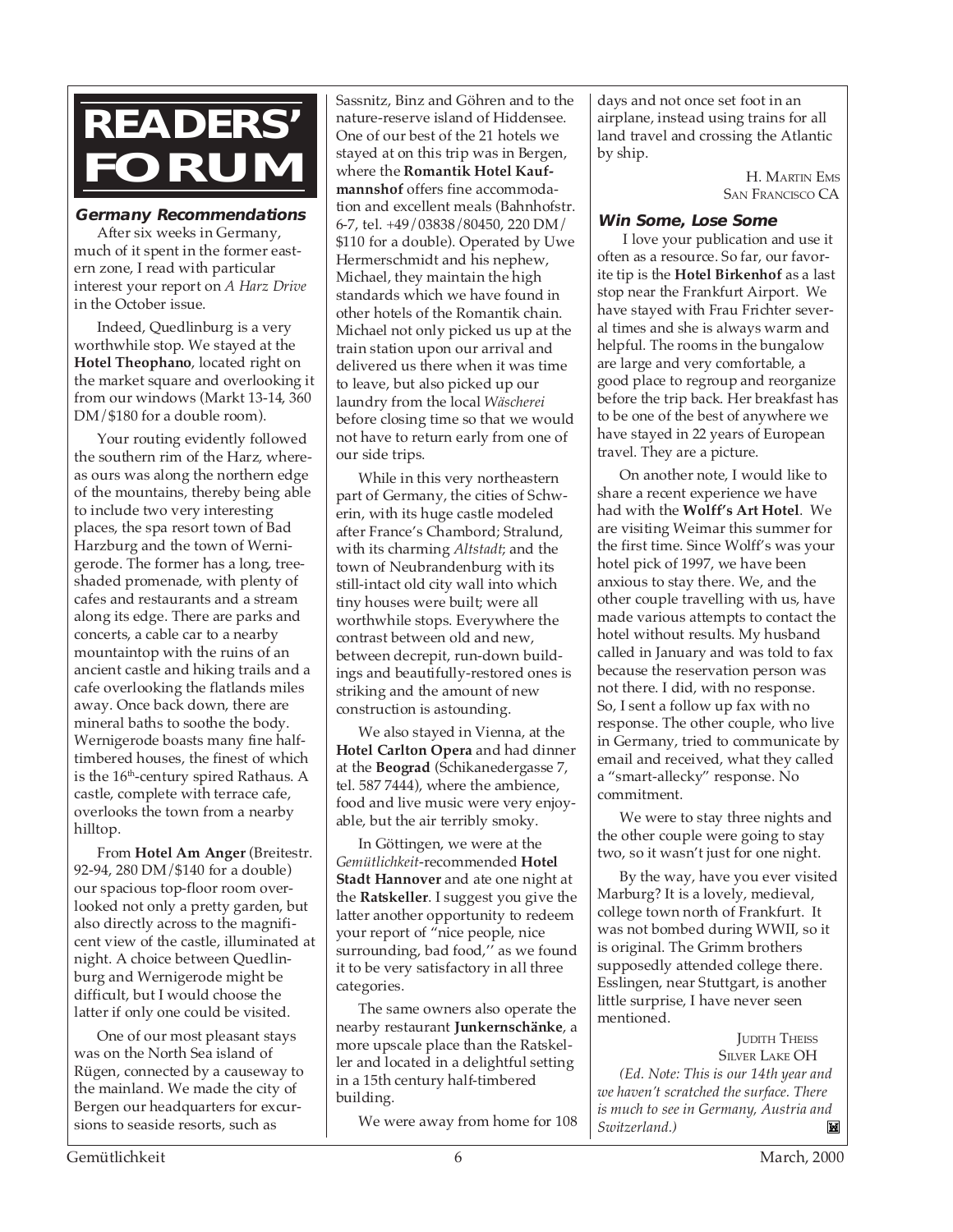# READERS' FORUM

### Germany Recommendations

After six weeks in Germany, much of it spent in the former eastern zone, I read with particular interest your report on *A Harz Drive* in the October issue.

Indeed, Quedlinburg is a very worthwhile stop. We stayed at the **Hotel Theophano**, located right on the market square and overlooking it from our windows (Markt 13-14, 360 DM/$180 for a double room).

Your routing evidently followed the southern rim of the Harz, whereas ours was along the northern edge of the mountains, thereby being able to include two very interesting places, the spa resort town of Bad Harzburg and the town of Wernigerode. The former has a long, tree-shaded promenade, with plenty of cafes and restaurants and a stream along its edge. There are parks and concerts, a cable car to a nearby mountaintop with the ruins of an ancient castle and hiking trails and a cafe overlooking the flatlands miles away. Once back down, there are mineral baths to soothe the body. Wernigerode boasts many fine half-timbered houses, the finest of which is the 16th-century spired Rathaus. A castle, complete with terrace cafe, overlooks the town from a nearby hilltop.

From **Hotel Am Anger** (Breitestr. 92-94, 280 DM/$140 for a double) our spacious top-floor room overlooked not only a pretty garden, but also directly across to the magnificent view of the castle, illuminated at night. A choice between Quedlinburg and Wernigerode might be difficult, but I would choose the latter if only one could be visited.

One of our most pleasant stays was on the North Sea island of Rügen, connected by a causeway to the mainland. We made the city of Bergen our headquarters for excursions to seaside resorts, such as Sassnitz, Binz and Göhren and to the nature-reserve island of Hiddensee. One of our best of the 21 hotels we stayed at on this trip was in Bergen, where the **Romantik Hotel Kaufmannshof** offers fine accommodation and excellent meals (Bahnhofstr. 6-7, tel. +49/03838/80450, 220 DM/ $110 for a double). Operated by Uwe Hermerschmidt and his nephew, Michael, they maintain the high standards which we have found in other hotels of the Romantik chain. Michael not only picked us up at the train station upon our arrival and delivered us there when it was time to leave, but also picked up our laundry from the local *Wäscherei* before closing time so that we would not have to return early from one of our side trips.

While in this very northeastern part of Germany, the cities of Schwerin, with its huge castle modeled after France's Chambord; Stralund, with its charming *Altstadt*; and the town of Neubrandenburg with its still-intact old city wall into which tiny houses were built; were all worthwhile stops. Everywhere the contrast between old and new, between decrepit, run-down buildings and beautifully-restored ones is striking and the amount of new construction is astounding.

We also stayed in Vienna, at the **Hotel Carlton Opera** and had dinner at the **Beograd** (Schikanedergasse 7, tel. 587 7444), where the ambience, food and live music were very enjoyable, but the air terribly smoky.

In Göttingen, we were at the *Gemütlichkeit*-recommended **Hotel Stadt Hannover** and ate one night at the **Ratskeller**. I suggest you give the latter another opportunity to redeem your report of "nice people, nice surrounding, bad food," as we found it to be very satisfactory in all three categories.

The same owners also operate the nearby restaurant **Junkernschänke**, a more upscale place than the Ratskeller and located in a delightful setting in a 15th century half-timbered building.

We were away from home for 108 days and not once set foot in an airplane, instead using trains for all land travel and crossing the Atlantic by ship.

H. Martin Ems
San Francisco CA

### Win Some, Lose Some

I love your publication and use it often as a resource. So far, our favorite tip is the **Hotel Birkenhof** as a last stop near the Frankfurt Airport. We have stayed with Frau Frichter several times and she is always warm and helpful. The rooms in the bungalow are large and very comfortable, a good place to regroup and reorganize before the trip back. Her breakfast has to be one of the best of anywhere we have stayed in 22 years of European travel. They are a picture.

On another note, I would like to share a recent experience we have had with the **Wolff's Art Hotel**. We are visiting Weimar this summer for the first time. Since Wolff's was your hotel pick of 1997, we have been anxious to stay there. We, and the other couple travelling with us, have made various attempts to contact the hotel without results. My husband called in January and was told to fax because the reservation person was not there. I did, with no response. So, I sent a follow up fax with no response. The other couple, who live in Germany, tried to communicate by email and received, what they called a "smart-allecky" response. No commitment.

We were to stay three nights and the other couple were going to stay two, so it wasn't just for one night.

By the way, have you ever visited Marburg? It is a lovely, medieval, college town north of Frankfurt. It was not bombed during WWII, so it is original. The Grimm brothers supposedly attended college there. Esslingen, near Stuttgart, is another little surprise, I have never seen mentioned.

Judith Theiss
Silver Lake OH

*(Ed. Note: This is our 14th year and we haven't scratched the surface. There is much to see in Germany, Austria and Switzerland.)*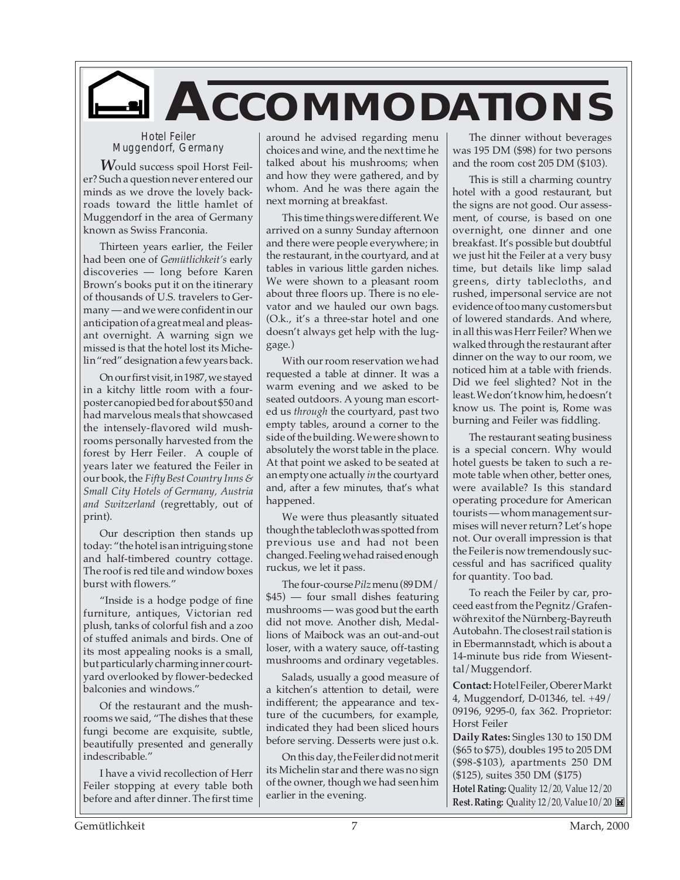# ACCOMMODATIONS

Hotel Feiler
Muggendorf, Germany

*W*ould success spoil Horst Feiler? Such a question never entered our minds as we drove the lovely backroads toward the little hamlet of Muggendorf in the area of Germany known as Swiss Franconia.

Thirteen years earlier, the Feiler had been one of *Gemütlichkeit's* early discoveries — long before Karen Brown's books put it on the itinerary of thousands of U.S. travelers to Germany — and we were confident in our anticipation of a great meal and pleasant overnight. A warning sign we missed is that the hotel lost its Michelin "red" designation a few years back.

On our first visit, in 1987, we stayed in a kitchy little room with a four-poster canopied bed for about $50 and had marvelous meals that showcased the intensely-flavored wild mushrooms personally harvested from the forest by Herr Feiler. A couple of years later we featured the Feiler in our book, the *Fifty Best Country Inns & Small City Hotels of Germany, Austria and Switzerland* (regrettably, out of print).

Our description then stands up today: "the hotel is an intriguing stone and half-timbered country cottage. The roof is red tile and window boxes burst with flowers."

"Inside is a hodge podge of fine furniture, antiques, Victorian red plush, tanks of colorful fish and a zoo of stuffed animals and birds. One of its most appealing nooks is a small, but particularly charming inner courtyard overlooked by flower-bedecked balconies and windows."

Of the restaurant and the mushrooms we said, "The dishes that these fungi become are exquisite, subtle, beautifully presented and generally indescribable."

I have a vivid recollection of Herr Feiler stopping at every table both before and after dinner. The first time around he advised regarding menu choices and wine, and the next time he talked about his mushrooms; when and how they were gathered, and by whom. And he was there again the next morning at breakfast.

This time things were different. We arrived on a sunny Sunday afternoon and there were people everywhere; in the restaurant, in the courtyard, and at tables in various little garden niches. We were shown to a pleasant room about three floors up. There is no elevator and we hauled our own bags. (O.k., it's a three-star hotel and one doesn't always get help with the luggage.)

With our room reservation we had requested a table at dinner. It was a warm evening and we asked to be seated outdoors. A young man escorted us *through* the courtyard, past two empty tables, around a corner to the side of the building. We were shown to absolutely the worst table in the place. At that point we asked to be seated at an empty one actually *in* the courtyard and, after a few minutes, that's what happened.

We were thus pleasantly situated though the tablecloth was spotted from previous use and had not been changed. Feeling we had raised enough ruckus, we let it pass.

The four-course *Pilz* menu (89 DM/ $45) — four small dishes featuring mushrooms — was good but the earth did not move. Another dish, Medallions of Maibock was an out-and-out loser, with a watery sauce, off-tasting mushrooms and ordinary vegetables.

Salads, usually a good measure of a kitchen's attention to detail, were indifferent; the appearance and texture of the cucumbers, for example, indicated they had been sliced hours before serving. Desserts were just o.k.

On this day, the Feiler did not merit its Michelin star and there was no sign of the owner, though we had seen him earlier in the evening.

The dinner without beverages was 195 DM ($98) for two persons and the room cost 205 DM ($103).

This is still a charming country hotel with a good restaurant, but the signs are not good. Our assessment, of course, is based on one overnight, one dinner and one breakfast. It's possible but doubtful we just hit the Feiler at a very busy time, but details like limp salad greens, dirty tablecloths, and rushed, impersonal service are not evidence of too many customers but of lowered standards. And where, in all this was Herr Feiler? When we walked through the restaurant after dinner on the way to our room, we noticed him at a table with friends. Did we feel slighted? Not in the least. We don't know him, he doesn't know us. The point is, Rome was burning and Feiler was fiddling.

The restaurant seating business is a special concern. Why would hotel guests be taken to such a remote table when other, better ones, were available? Is this standard operating procedure for American tourists — whom management surmises will never return? Let's hope not. Our overall impression is that the Feiler is now tremendously successful and has sacrificed quality for quantity. Too bad.

To reach the Feiler by car, proceed east from the Pegnitz/Grafenwöhr exit of the Nürnberg-Bayreuth Autobahn. The closest rail station is in Ebermannstadt, which is about a 14-minute bus ride from Wiesenttal/Muggendorf.

**Contact:** Hotel Feiler, Oberer Markt 4, Muggendorf, D-01346, tel. +49/ 09196, 9295-0, fax 362. Proprietor: Horst Feiler

**Daily Rates:** Singles 130 to 150 DM ($65 to $75), doubles 195 to 205 DM ($98-$103), apartments 250 DM ($125), suites 350 DM ($175)

**Hotel Rating:** Quality 12/20, Value 12/20
**Rest. Rating:** Quality 12/20, Value 10/20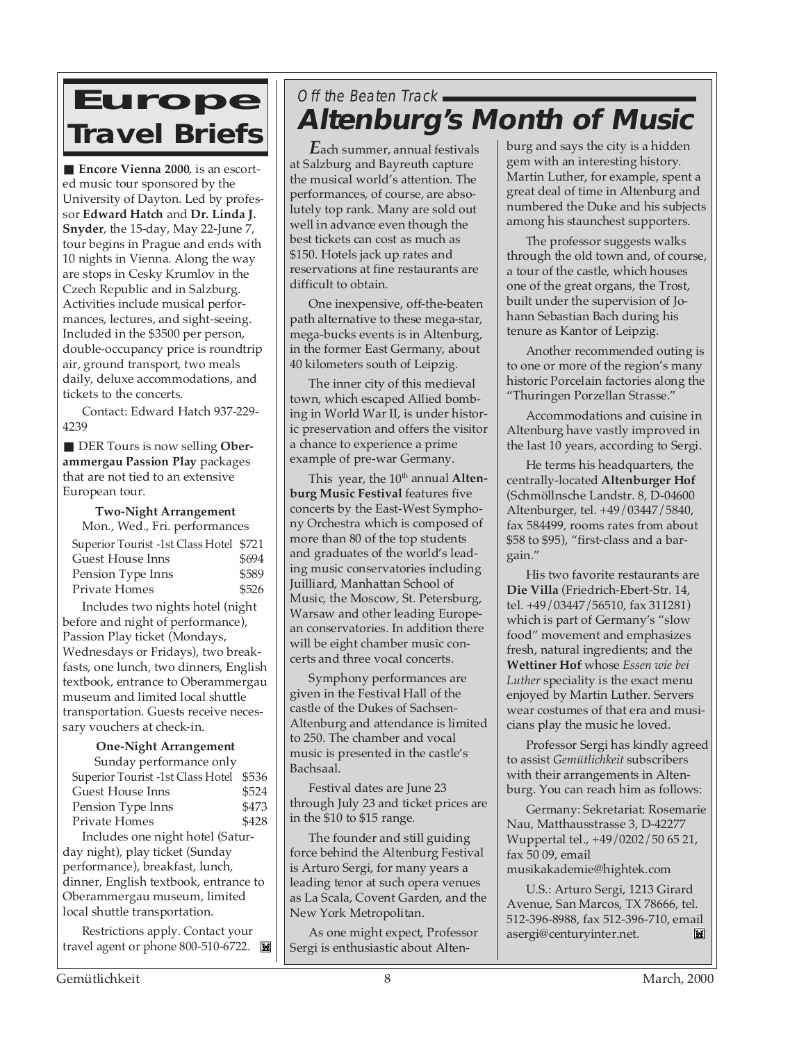# Europe Travel Briefs

■ **Encore Vienna 2000**, is an escorted music tour sponsored by the University of Dayton. Led by professor **Edward Hatch** and **Dr. Linda J. Snyder**, the 15-day, May 22-June 7, tour begins in Prague and ends with 10 nights in Vienna. Along the way are stops in Cesky Krumlov in the Czech Republic and in Salzburg. Activities include musical performances, lectures, and sight-seeing. Included in the $3500 per person, double-occupancy price is roundtrip air, ground transport, two meals daily, deluxe accommodations, and tickets to the concerts.

Contact: Edward Hatch 937-229-4239

■ DER Tours is now selling **Oberammergau Passion Play** packages that are not tied to an extensive European tour.

**Two-Night Arrangement**
Mon., Wed., Fri. performances

| | |
|---|---|
| Superior Tourist -1st Class Hotel | $721 |
| Guest House Inns | $694 |
| Pension Type Inns | $589 |
| Private Homes | $526 |

Includes two nights hotel (night before and night of performance), Passion Play ticket (Mondays, Wednesdays or Fridays), two breakfasts, one lunch, two dinners, English textbook, entrance to Oberammergau museum and limited local shuttle transportation. Guests receive necessary vouchers at check-in.

**One-Night Arrangement**
Sunday performance only

| | |
|---|---|
| Superior Tourist -1st Class Hotel | $536 |
| Guest House Inns | $524 |
| Pension Type Inns | $473 |
| Private Homes | $428 |

Includes one night hotel (Saturday night), play ticket (Sunday performance), breakfast, lunch, dinner, English textbook, entrance to Oberammergau museum, limited local shuttle transportation.

Restrictions apply. Contact your travel agent or phone 800-510-6722.

*Off the Beaten Track*

# Altenburg's Month of Music

Each summer, annual festivals at Salzburg and Bayreuth capture the musical world's attention. The performances, of course, are absolutely top rank. Many are sold out well in advance even though the best tickets can cost as much as $150. Hotels jack up rates and reservations at fine restaurants are difficult to obtain.

One inexpensive, off-the-beaten path alternative to these mega-star, mega-bucks events is in Altenburg, in the former East Germany, about 40 kilometers south of Leipzig.

The inner city of this medieval town, which escaped Allied bombing in World War II, is under historic preservation and offers the visitor a chance to experience a prime example of pre-war Germany.

This year, the 10th annual **Altenburg Music Festival** features five concerts by the East-West Symphony Orchestra which is composed of more than 80 of the top students and graduates of the world's leading music conservatories including Juilliard, Manhattan School of Music, the Moscow, St. Petersburg, Warsaw and other leading European conservatories. In addition there will be eight chamber music concerts and three vocal concerts.

Symphony performances are given in the Festival Hall of the castle of the Dukes of Sachsen-Altenburg and attendance is limited to 250. The chamber and vocal music is presented in the castle's Bachsaal.

Festival dates are June 23 through July 23 and ticket prices are in the $10 to $15 range.

The founder and still guiding force behind the Altenburg Festival is Arturo Sergi, for many years a leading tenor at such opera venues as La Scala, Covent Garden, and the New York Metropolitan.

As one might expect, Professor Sergi is enthusiastic about Altenburg and says the city is a hidden gem with an interesting history. Martin Luther, for example, spent a great deal of time in Altenburg and numbered the Duke and his subjects among his staunchest supporters.

The professor suggests walks through the old town and, of course, a tour of the castle, which houses one of the great organs, the Trost, built under the supervision of Johann Sebastian Bach during his tenure as Kantor of Leipzig.

Another recommended outing is to one or more of the region's many historic Porcelain factories along the "Thuringen Porzellan Strasse."

Accommodations and cuisine in Altenburg have vastly improved in the last 10 years, according to Sergi.

He terms his headquarters, the centrally-located **Altenburger Hof** (Schmöllnsche Landstr. 8, D-04600 Altenburger, tel. +49/03447/5840, fax 584499, rooms rates from about $58 to $95), "first-class and a bargain."

His two favorite restaurants are **Die Villa** (Friedrich-Ebert-Str. 14, tel. +49/03447/56510, fax 311281) which is part of Germany's "slow food" movement and emphasizes fresh, natural ingredients; and the **Wettiner Hof** whose *Essen wie bei Luther* speciality is the exact menu enjoyed by Martin Luther. Servers wear costumes of that era and musicians play the music he loved.

Professor Sergi has kindly agreed to assist *Gemütlichkeit* subscribers with their arrangements in Altenburg. You can reach him as follows:

Germany: Sekretariat: Rosemarie Nau, Matthausstrasse 3, D-42277 Wuppertal tel., +49/0202/50 65 21, fax 50 09, email musikakademie@hightek.com

U.S.: Arturo Sergi, 1213 Girard Avenue, San Marcos, TX 78666, tel. 512-396-8988, fax 512-396-710, email asergi@centuryinter.net.